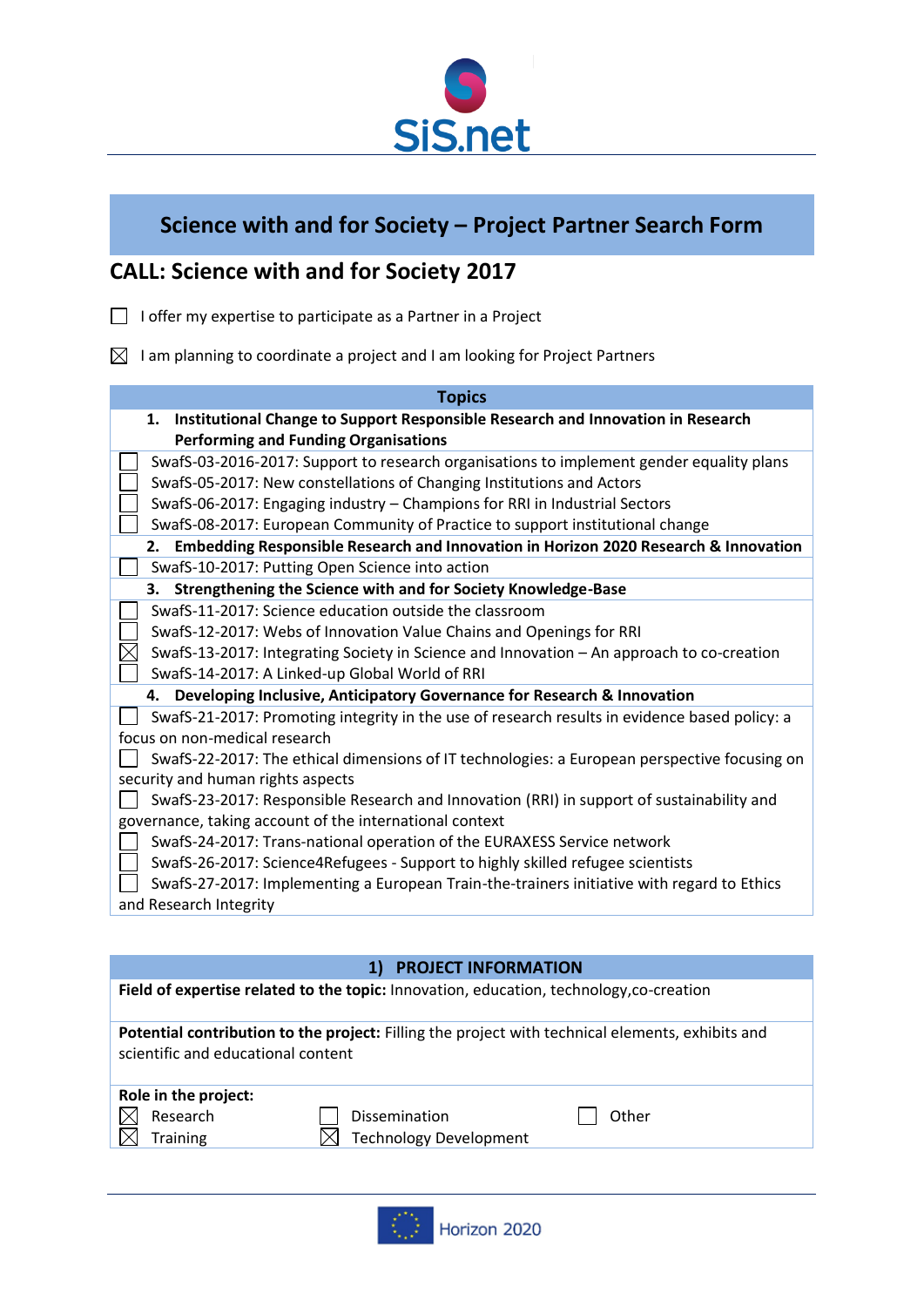# Science with and for Society – Project Partner Search Form

## CALL: Science with and for Society 2017

☐ I offer my expertise to participate as a Partner in a Project

☒ I am planning to coordinate a project and I am looking for Project Partners

| Topics |
|---|
| **1. Institutional Change to Support Responsible Research and Innovation in Research Performing and Funding Organisations** |
| ☐ SwafS-03-2016-2017: Support to research organisations to implement gender equality plans<br>☐ SwafS-05-2017: New constellations of Changing Institutions and Actors<br>☐ SwafS-06-2017: Engaging industry – Champions for RRI in Industrial Sectors<br>☐ SwafS-08-2017: European Community of Practice to support institutional change |
| **2. Embedding Responsible Research and Innovation in Horizon 2020 Research & Innovation** |
| ☐ SwafS-10-2017: Putting Open Science into action |
| **3. Strengthening the Science with and for Society Knowledge-Base** |
| ☐ SwafS-11-2017: Science education outside the classroom<br>☐ SwafS-12-2017: Webs of Innovation Value Chains and Openings for RRI<br>☒ SwafS-13-2017: Integrating Society in Science and Innovation – An approach to co-creation<br>☐ SwafS-14-2017: A Linked-up Global World of RRI |
| **4. Developing Inclusive, Anticipatory Governance for Research & Innovation** |
| ☐ SwafS-21-2017: Promoting integrity in the use of research results in evidence based policy: a focus on non-medical research<br>☐ SwafS-22-2017: The ethical dimensions of IT technologies: a European perspective focusing on security and human rights aspects<br>☐ SwafS-23-2017: Responsible Research and Innovation (RRI) in support of sustainability and governance, taking account of the international context<br>☐ SwafS-24-2017: Trans-national operation of the EURAXESS Service network<br>☐ SwafS-26-2017: Science4Refugees - Support to highly skilled refugee scientists<br>☐ SwafS-27-2017: Implementing a European Train-the-trainers initiative with regard to Ethics and Research Integrity |

| 1) PROJECT INFORMATION | | |
|---|---|---|
| **Field of expertise related to the topic:** Innovation, education, technology,co-creation | | |
| **Potential contribution to the project:** Filling the project with technical elements, exhibits and scientific and educational content | | |
| **Role in the project:** | | |
| ☒ Research | ☐ Dissemination | ☐ Other |
| ☒ Training | ☒ Technology Development | |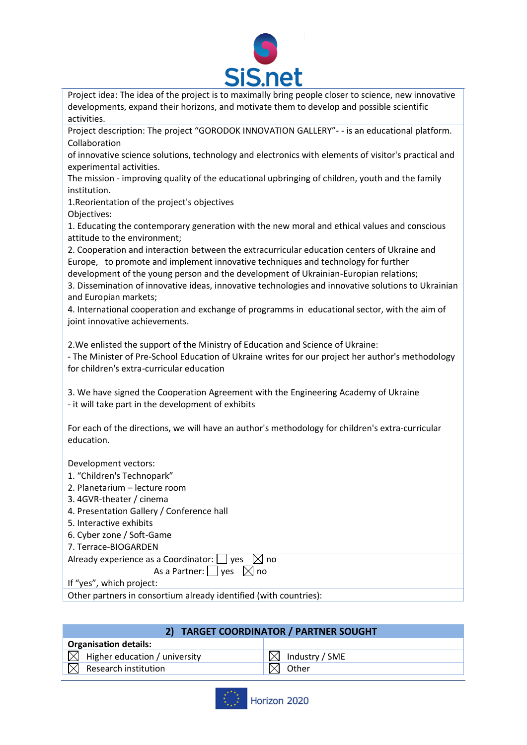Project idea: The idea of the project is to maximally bring people closer to science, new innovative developments, expand their horizons, and motivate them to develop and possible scientific activities.

Project description: The project "GORODOK INNOVATION GALLERY"- - is an educational platform. Collaboration
of innovative science solutions, technology and electronics with elements of visitor's practical and experimental activities.
The mission - improving quality of the educational upbringing of children, youth and the family institution.
1.Reorientation of the project's objectives
Objectives:
1. Educating the contemporary generation with the new moral and ethical values and conscious attitude to the environment;
2. Cooperation and interaction between the extracurricular education centers of Ukraine and Europe, to promote and implement innovative techniques and technology for further development of the young person and the development of Ukrainian-European relations;
3. Dissemination of innovative ideas, innovative technologies and innovative solutions to Ukrainian and Europian markets;
4. International cooperation and exchange of programms in educational sector, with the aim of joint innovative achievements.

2.We enlisted the support of the Ministry of Education and Science of Ukraine:
- The Minister of Pre-School Education of Ukraine writes for our project her author's methodology for children's extra-curricular education

3. We have signed the Cooperation Agreement with the Engineering Academy of Ukraine
- it will take part in the development of exhibits

For each of the directions, we will have an author's methodology for children's extra-curricular education.

Development vectors:
1. "Children's Technopark"
2. Planetarium – lecture room
3. 4GVR-theater / cinema
4. Presentation Gallery / Conference hall
5. Interactive exhibits
6. Cyber zone / Soft-Game
7. Terrace-BIOGARDEN

Already experience as a Coordinator: ☐ yes ☒ no
As a Partner: ☐ yes ☒ no
If "yes", which project:

Other partners in consortium already identified (with countries):

## 2) TARGET COORDINATOR / PARTNER SOUGHT

| **Organisation details:** | |
|---|---|
| ☒ Higher education / university | ☒ Industry / SME |
| ☒ Research institution | ☒ Other |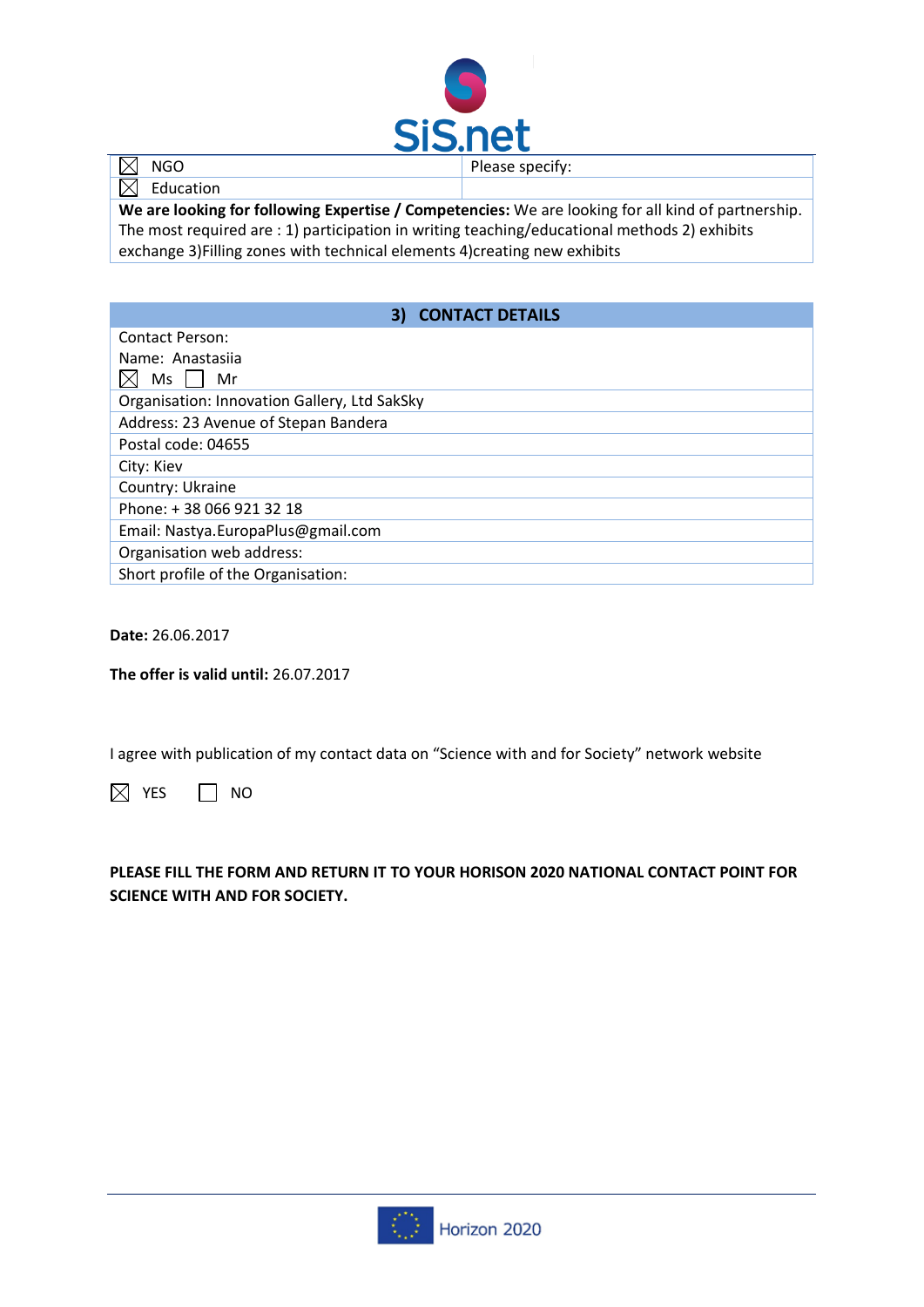| | |
|---|---|
| ☒ NGO | Please specify: |
| ☒ Education | |

**We are looking for following Expertise / Competencies:** We are looking for all kind of partnership. The most required are : 1) participation in writing teaching/educational methods 2) exhibits exchange 3)Filling zones with technical elements 4)creating new exhibits

| 3) CONTACT DETAILS |
|---|
| Contact Person: Name: Anastasiia ☒ Ms ☐ Mr |
| Organisation: Innovation Gallery, Ltd SakSky |
| Address: 23 Avenue of Stepan Bandera |
| Postal code: 04655 |
| City: Kiev |
| Country: Ukraine |
| Phone: + 38 066 921 32 18 |
| Email: Nastya.EuropaPlus@gmail.com |
| Organisation web address: |
| Short profile of the Organisation: |

**Date:** 26.06.2017

**The offer is valid until:** 26.07.2017

I agree with publication of my contact data on "Science with and for Society" network website

☒ YES ☐ NO

**PLEASE FILL THE FORM AND RETURN IT TO YOUR HORISON 2020 NATIONAL CONTACT POINT FOR SCIENCE WITH AND FOR SOCIETY.**